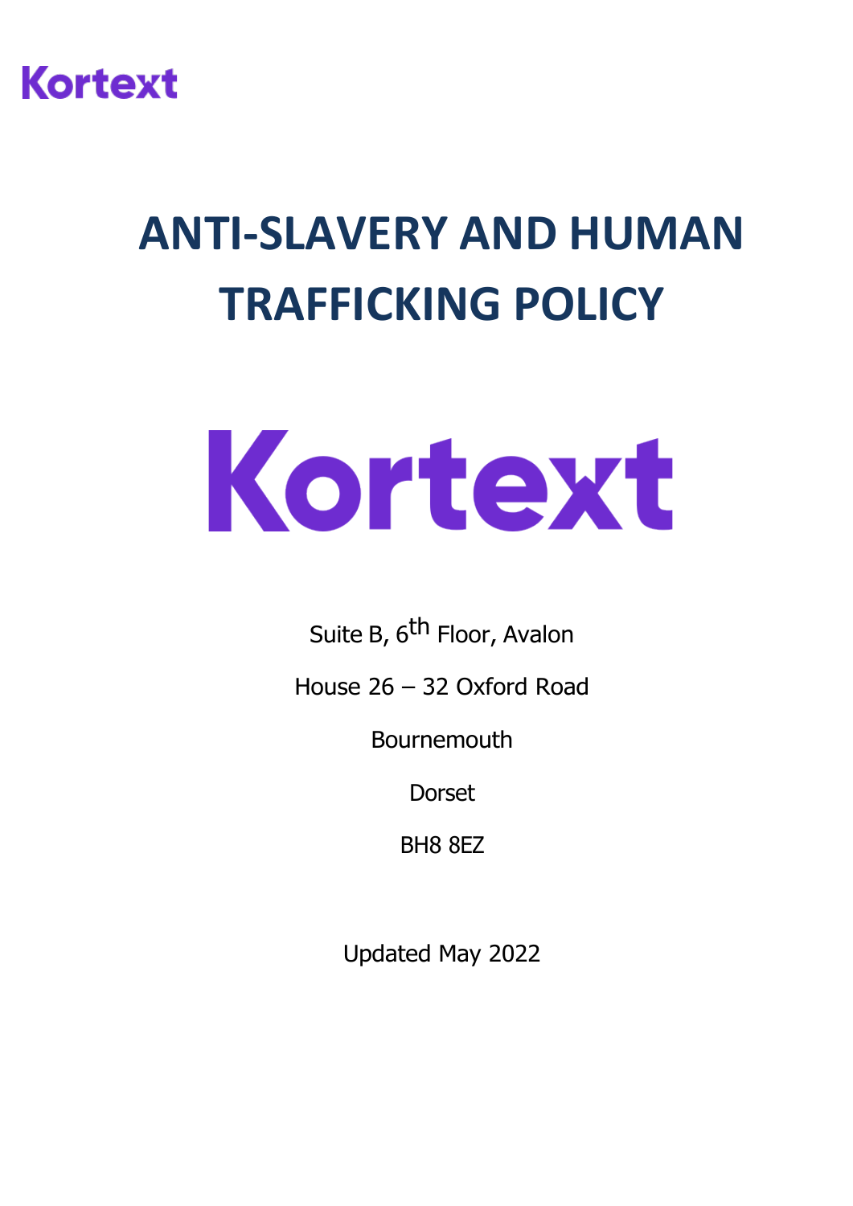Kortext

# ANTI-SLAVERY AND HUMAN TRAFFICKING POLICY

Kortext

Suite B, 6th Floor, Avalon

House 26 – 32 Oxford Road

Bournemouth

Dorset

BH8 8EZ

Updated May 2022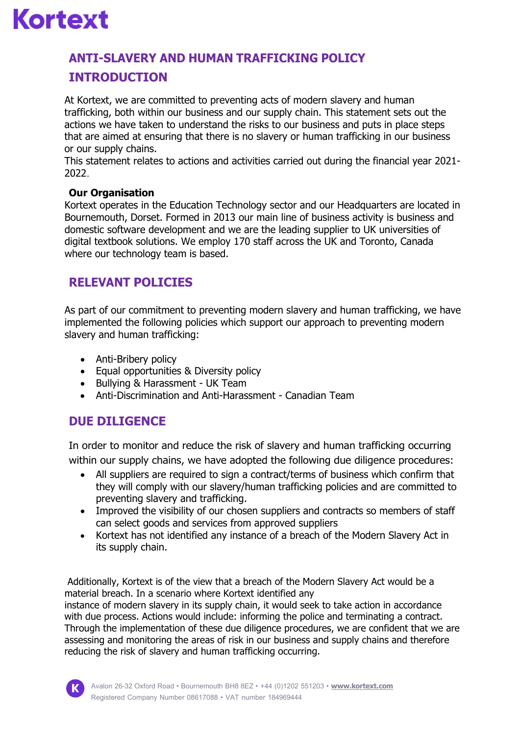# ANTI-SLAVERY AND HUMAN TRAFFICKING POLICY

## INTRODUCTION

At Kortext, we are committed to preventing acts of modern slavery and human trafficking, both within our business and our supply chain. This statement sets out the actions we have taken to understand the risks to our business and puts in place steps that are aimed at ensuring that there is no slavery or human trafficking in our business or our supply chains.
This statement relates to actions and activities carried out during the financial year 2021-2022.

### Our Organisation

Kortext operates in the Education Technology sector and our Headquarters are located in Bournemouth, Dorset. Formed in 2013 our main line of business activity is business and domestic software development and we are the leading supplier to UK universities of digital textbook solutions. We employ 170 staff across the UK and Toronto, Canada where our technology team is based.

## RELEVANT POLICIES

As part of our commitment to preventing modern slavery and human trafficking, we have implemented the following policies which support our approach to preventing modern slavery and human trafficking:

- Anti-Bribery policy
- Equal opportunities & Diversity policy
- Bullying & Harassment - UK Team
- Anti-Discrimination and Anti-Harassment - Canadian Team

## DUE DILIGENCE

In order to monitor and reduce the risk of slavery and human trafficking occurring within our supply chains, we have adopted the following due diligence procedures:

- All suppliers are required to sign a contract/terms of business which confirm that they will comply with our slavery/human trafficking policies and are committed to preventing slavery and trafficking.
- Improved the visibility of our chosen suppliers and contracts so members of staff can select goods and services from approved suppliers
- Kortext has not identified any instance of a breach of the Modern Slavery Act in its supply chain.

Additionally, Kortext is of the view that a breach of the Modern Slavery Act would be a material breach. In a scenario where Kortext identified any instance of modern slavery in its supply chain, it would seek to take action in accordance with due process. Actions would include: informing the police and terminating a contract. Through the implementation of these due diligence procedures, we are confident that we are assessing and monitoring the areas of risk in our business and supply chains and therefore reducing the risk of slavery and human trafficking occurring.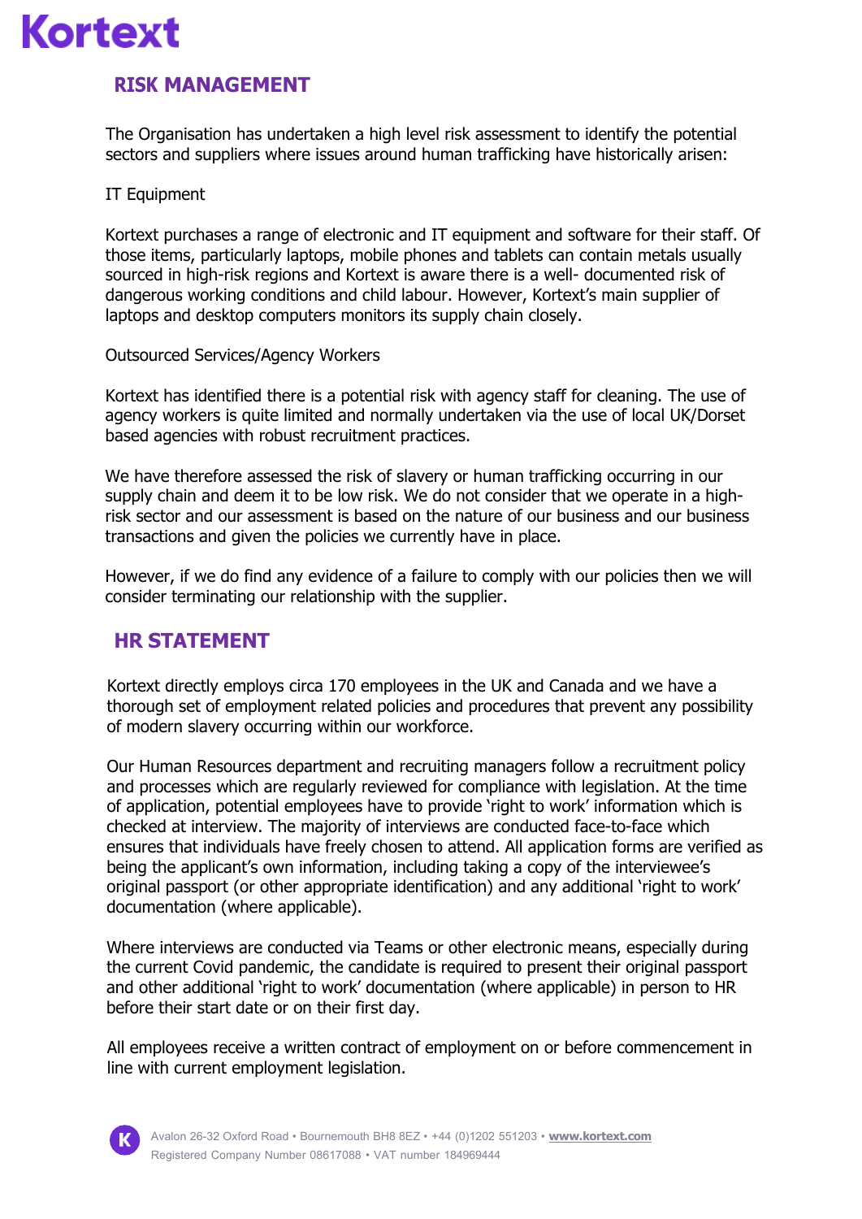## RISK MANAGEMENT

The Organisation has undertaken a high level risk assessment to identify the potential sectors and suppliers where issues around human trafficking have historically arisen:

IT Equipment

Kortext purchases a range of electronic and IT equipment and software for their staff. Of those items, particularly laptops, mobile phones and tablets can contain metals usually sourced in high-risk regions and Kortext is aware there is a well- documented risk of dangerous working conditions and child labour. However, Kortext's main supplier of laptops and desktop computers monitors its supply chain closely.

Outsourced Services/Agency Workers

Kortext has identified there is a potential risk with agency staff for cleaning. The use of agency workers is quite limited and normally undertaken via the use of local UK/Dorset based agencies with robust recruitment practices.

We have therefore assessed the risk of slavery or human trafficking occurring in our supply chain and deem it to be low risk. We do not consider that we operate in a high-risk sector and our assessment is based on the nature of our business and our business transactions and given the policies we currently have in place.

However, if we do find any evidence of a failure to comply with our policies then we will consider terminating our relationship with the supplier.

## HR STATEMENT

Kortext directly employs circa 170 employees in the UK and Canada and we have a thorough set of employment related policies and procedures that prevent any possibility of modern slavery occurring within our workforce.

Our Human Resources department and recruiting managers follow a recruitment policy and processes which are regularly reviewed for compliance with legislation. At the time of application, potential employees have to provide 'right to work' information which is checked at interview. The majority of interviews are conducted face-to-face which ensures that individuals have freely chosen to attend. All application forms are verified as being the applicant's own information, including taking a copy of the interviewee's original passport (or other appropriate identification) and any additional 'right to work' documentation (where applicable).

Where interviews are conducted via Teams or other electronic means, especially during the current Covid pandemic, the candidate is required to present their original passport and other additional 'right to work' documentation (where applicable) in person to HR before their start date or on their first day.

All employees receive a written contract of employment on or before commencement in line with current employment legislation.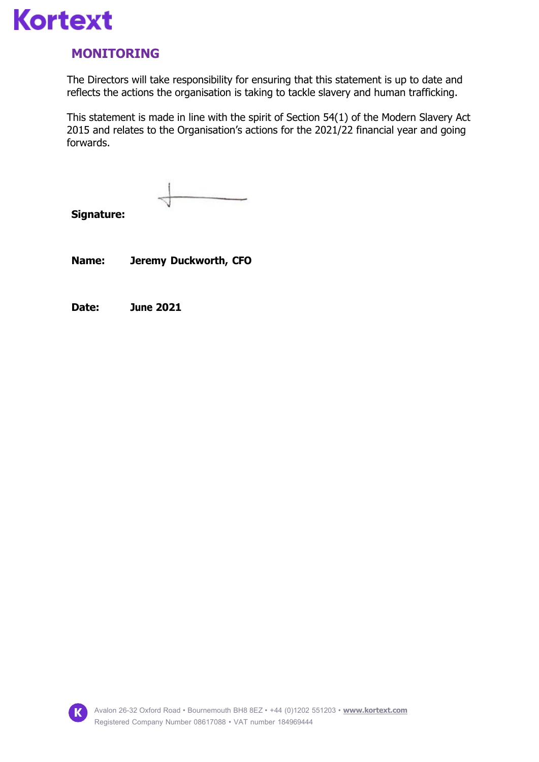## MONITORING

The Directors will take responsibility for ensuring that this statement is up to date and reflects the actions the organisation is taking to tackle slavery and human trafficking.

This statement is made in line with the spirit of Section 54(1) of the Modern Slavery Act 2015 and relates to the Organisation's actions for the 2021/22 financial year and going forwards.

**Signature:**

**Name:** **Jeremy Duckworth, CFO**

**Date:** **June 2021**